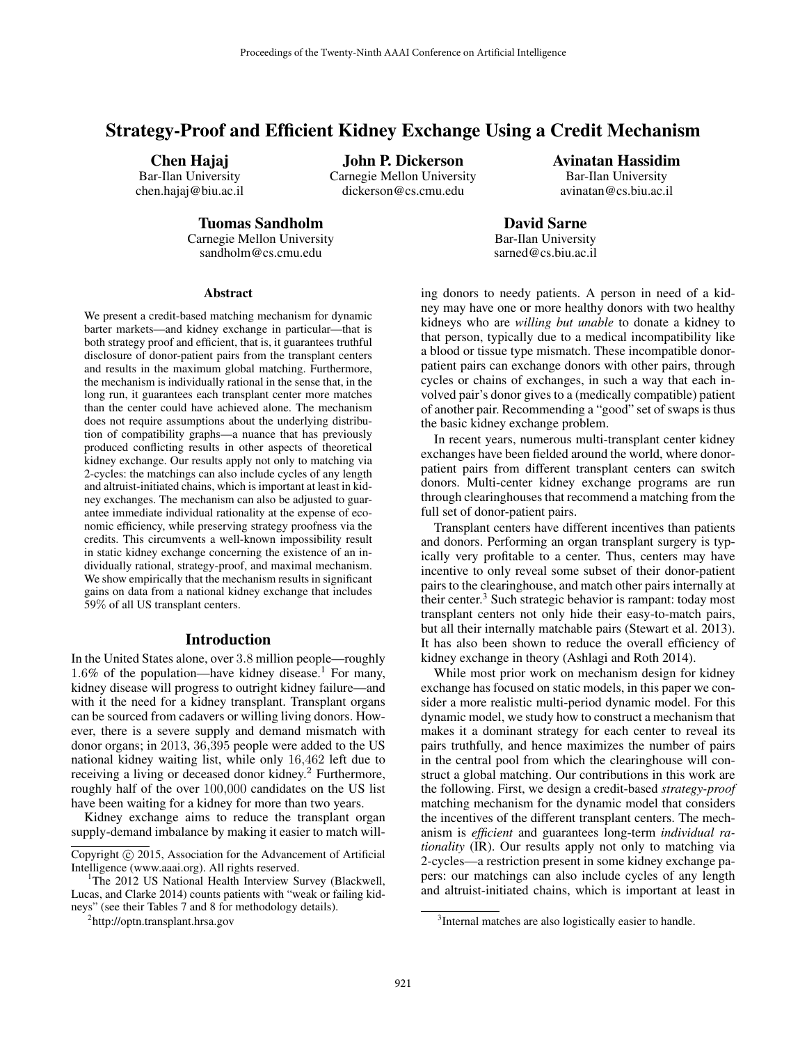# Strategy-Proof and Efficient Kidney Exchange Using a Credit Mechanism

**Chen Hajaj**
Bar-Ilan University
chen.hajaj@biu.ac.il

**John P. Dickerson**
Carnegie Mellon University
dickerson@cs.cmu.edu

**Avinatan Hassidim**
Bar-Ilan University
avinatan@cs.biu.ac.il

**Tuomas Sandholm**
Carnegie Mellon University
sandholm@cs.cmu.edu

**David Sarne**
Bar-Ilan University
sarned@cs.biu.ac.il

## Abstract

We present a credit-based matching mechanism for dynamic barter markets—and kidney exchange in particular—that is both strategy proof and efficient, that is, it guarantees truthful disclosure of donor-patient pairs from the transplant centers and results in the maximum global matching. Furthermore, the mechanism is individually rational in the sense that, in the long run, it guarantees each transplant center more matches than the center could have achieved alone. The mechanism does not require assumptions about the underlying distribution of compatibility graphs—a nuance that has previously produced conflicting results in other aspects of theoretical kidney exchange. Our results apply not only to matching via 2-cycles: the matchings can also include cycles of any length and altruist-initiated chains, which is important at least in kidney exchanges. The mechanism can also be adjusted to guarantee immediate individual rationality at the expense of economic efficiency, while preserving strategy proofness via the credits. This circumvents a well-known impossibility result in static kidney exchange concerning the existence of an individually rational, strategy-proof, and maximal mechanism. We show empirically that the mechanism results in significant gains on data from a national kidney exchange that includes 59% of all US transplant centers.

## Introduction

In the United States alone, over $3.8$ million people—roughly $1.6\%$ of the population—have kidney disease.[1] For many, kidney disease will progress to outright kidney failure—and with it the need for a kidney transplant. Transplant organs can be sourced from cadavers or willing living donors. However, there is a severe supply and demand mismatch with donor organs; in 2013, $36{,}395$ people were added to the US national kidney waiting list, while only $16{,}462$ left due to receiving a living or deceased donor kidney.[2] Furthermore, roughly half of the over $100{,}000$ candidates on the US list have been waiting for a kidney for more than two years.

Kidney exchange aims to reduce the transplant organ supply-demand imbalance by making it easier to match willing donors to needy patients. A person in need of a kidney may have one or more healthy donors with two healthy kidneys who are *willing but unable* to donate a kidney to that person, typically due to a medical incompatibility like a blood or tissue type mismatch. These incompatible donor-patient pairs can exchange donors with other pairs, through cycles or chains of exchanges, in such a way that each involved pair's donor gives to a (medically compatible) patient of another pair. Recommending a "good" set of swaps is thus the basic kidney exchange problem.

In recent years, numerous multi-transplant center kidney exchanges have been fielded around the world, where donor-patient pairs from different transplant centers can switch donors. Multi-center kidney exchange programs are run through clearinghouses that recommend a matching from the full set of donor-patient pairs.

Transplant centers have different incentives than patients and donors. Performing an organ transplant surgery is typically very profitable to a center. Thus, centers may have incentive to only reveal some subset of their donor-patient pairs to the clearinghouse, and match other pairs internally at their center.[3] Such strategic behavior is rampant: today most transplant centers not only hide their easy-to-match pairs, but all their internally matchable pairs (Stewart et al. 2013). It has also been shown to reduce the overall efficiency of kidney exchange in theory (Ashlagi and Roth 2014).

While most prior work on mechanism design for kidney exchange has focused on static models, in this paper we consider a more realistic multi-period dynamic model. For this dynamic model, we study how to construct a mechanism that makes it a dominant strategy for each center to reveal its pairs truthfully, and hence maximizes the number of pairs in the central pool from which the clearinghouse will construct a global matching. Our contributions in this work are the following. First, we design a credit-based *strategy-proof* matching mechanism for the dynamic model that considers the incentives of the different transplant centers. The mechanism is *efficient* and guarantees long-term *individual rationality* (IR). Our results apply not only to matching via 2-cycles—a restriction present in some kidney exchange papers: our matchings can also include cycles of any length and altruist-initiated chains, which is important at least in

---

Copyright © 2015, Association for the Advancement of Artificial Intelligence (www.aaai.org). All rights reserved.

[1] The 2012 US National Health Interview Survey (Blackwell, Lucas, and Clarke 2014) counts patients with "weak or failing kidneys" (see their Tables 7 and 8 for methodology details).

[2] http://optn.transplant.hrsa.gov

[3] Internal matches are also logistically easier to handle.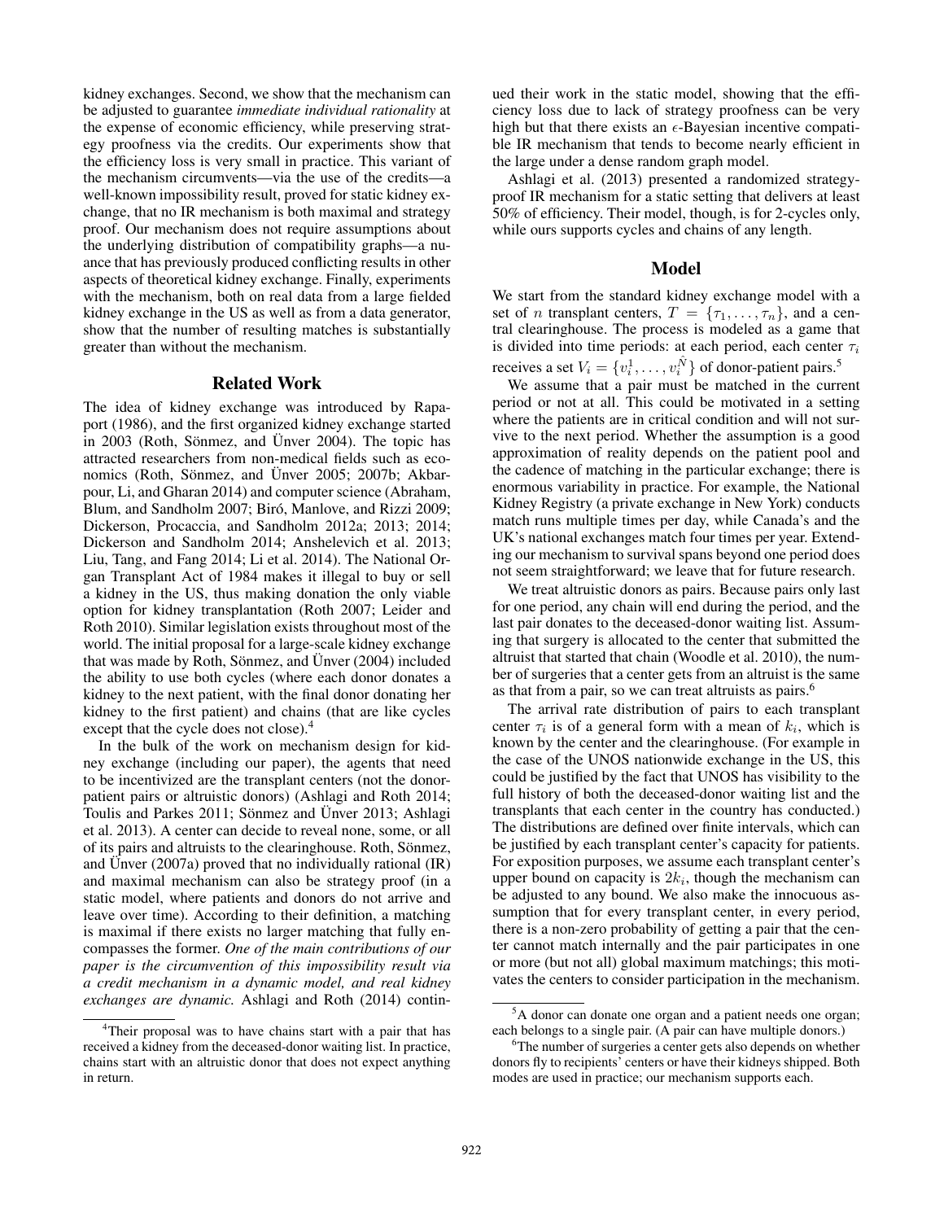kidney exchanges. Second, we show that the mechanism can be adjusted to guarantee *immediate individual rationality* at the expense of economic efficiency, while preserving strategy proofness via the credits. Our experiments show that the efficiency loss is very small in practice. This variant of the mechanism circumvents—via the use of the credits—a well-known impossibility result, proved for static kidney exchange, that no IR mechanism is both maximal and strategy proof. Our mechanism does not require assumptions about the underlying distribution of compatibility graphs—a nuance that has previously produced conflicting results in other aspects of theoretical kidney exchange. Finally, experiments with the mechanism, both on real data from a large fielded kidney exchange in the US as well as from a data generator, show that the number of resulting matches is substantially greater than without the mechanism.

## Related Work

The idea of kidney exchange was introduced by Rapaport (1986), and the first organized kidney exchange started in 2003 (Roth, Sönmez, and Ünver 2004). The topic has attracted researchers from non-medical fields such as economics (Roth, Sönmez, and Ünver 2005; 2007b; Akbarpour, Li, and Gharan 2014) and computer science (Abraham, Blum, and Sandholm 2007; Biró, Manlove, and Rizzi 2009; Dickerson, Procaccia, and Sandholm 2012a; 2013; 2014; Dickerson and Sandholm 2014; Anshelevich et al. 2013; Liu, Tang, and Fang 2014; Li et al. 2014). The National Organ Transplant Act of 1984 makes it illegal to buy or sell a kidney in the US, thus making donation the only viable option for kidney transplantation (Roth 2007; Leider and Roth 2010). Similar legislation exists throughout most of the world. The initial proposal for a large-scale kidney exchange that was made by Roth, Sönmez, and Ünver (2004) included the ability to use both cycles (where each donor donates a kidney to the next patient, with the final donor donating her kidney to the first patient) and chains (that are like cycles except that the cycle does not close).[4]

In the bulk of the work on mechanism design for kidney exchange (including our paper), the agents that need to be incentivized are the transplant centers (not the donor-patient pairs or altruistic donors) (Ashlagi and Roth 2014; Toulis and Parkes 2011; Sönmez and Ünver 2013; Ashlagi et al. 2013). A center can decide to reveal none, some, or all of its pairs and altruists to the clearinghouse. Roth, Sönmez, and Ünver (2007a) proved that no individually rational (IR) and maximal mechanism can also be strategy proof (in a static model, where patients and donors do not arrive and leave over time). According to their definition, a matching is maximal if there exists no larger matching that fully encompasses the former. *One of the main contributions of our paper is the circumvention of this impossibility result via a credit mechanism in a dynamic model, and real kidney exchanges are dynamic.* Ashlagi and Roth (2014) continued their work in the static model, showing that the efficiency loss due to lack of strategy proofness can be very high but that there exists an $\epsilon$-Bayesian incentive compatible IR mechanism that tends to become nearly efficient in the large under a dense random graph model.

Ashlagi et al. (2013) presented a randomized strategy-proof IR mechanism for a static setting that delivers at least 50% of efficiency. Their model, though, is for 2-cycles only, while ours supports cycles and chains of any length.

## Model

We start from the standard kidney exchange model with a set of $n$ transplant centers, $T = \{\tau_1, \ldots, \tau_n\}$, and a central clearinghouse. The process is modeled as a game that is divided into time periods: at each period, each center $\tau_i$ receives a set $V_i = \{v_i^1, \ldots, v_i^{\hat{N}}\}$ of donor-patient pairs.[5]

We assume that a pair must be matched in the current period or not at all. This could be motivated in a setting where the patients are in critical condition and will not survive to the next period. Whether the assumption is a good approximation of reality depends on the patient pool and the cadence of matching in the particular exchange; there is enormous variability in practice. For example, the National Kidney Registry (a private exchange in New York) conducts match runs multiple times per day, while Canada's and the UK's national exchanges match four times per year. Extending our mechanism to survival spans beyond one period does not seem straightforward; we leave that for future research.

We treat altruistic donors as pairs. Because pairs only last for one period, any chain will end during the period, and the last pair donates to the deceased-donor waiting list. Assuming that surgery is allocated to the center that submitted the altruist that started that chain (Woodle et al. 2010), the number of surgeries that a center gets from an altruist is the same as that from a pair, so we can treat altruists as pairs.[6]

The arrival rate distribution of pairs to each transplant center $\tau_i$ is of a general form with a mean of $k_i$, which is known by the center and the clearinghouse. (For example in the case of the UNOS nationwide exchange in the US, this could be justified by the fact that UNOS has visibility to the full history of both the deceased-donor waiting list and the transplants that each center in the country has conducted.) The distributions are defined over finite intervals, which can be justified by each transplant center's capacity for patients. For exposition purposes, we assume each transplant center's upper bound on capacity is $2k_i$, though the mechanism can be adjusted to any bound. We also make the innocuous assumption that for every transplant center, in every period, there is a non-zero probability of getting a pair that the center cannot match internally and the pair participates in one or more (but not all) global maximum matchings; this motivates the centers to consider participation in the mechanism.

---

[4] Their proposal was to have chains start with a pair that has received a kidney from the deceased-donor waiting list. In practice, chains start with an altruistic donor that does not expect anything in return.

[5] A donor can donate one organ and a patient needs one organ; each belongs to a single pair. (A pair can have multiple donors.)

[6] The number of surgeries a center gets also depends on whether donors fly to recipients' centers or have their kidneys shipped. Both modes are used in practice; our mechanism supports each.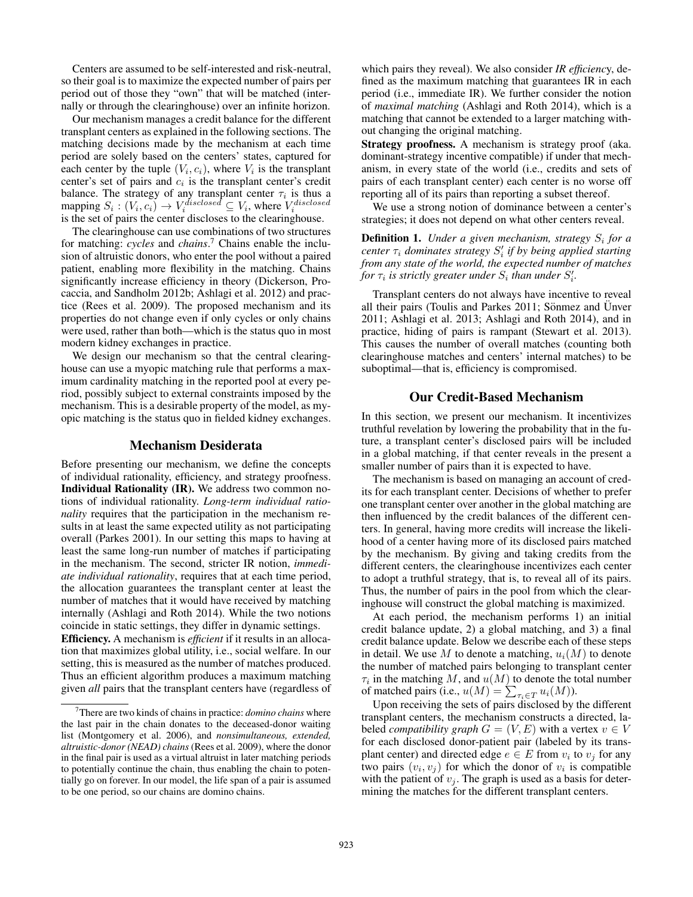Centers are assumed to be self-interested and risk-neutral, so their goal is to maximize the expected number of pairs per period out of those they "own" that will be matched (internally or through the clearinghouse) over an infinite horizon.

Our mechanism manages a credit balance for the different transplant centers as explained in the following sections. The matching decisions made by the mechanism at each time period are solely based on the centers' states, captured for each center by the tuple $(V_i, c_i)$, where $V_i$ is the transplant center's set of pairs and $c_i$ is the transplant center's credit balance. The strategy of any transplant center $\tau_i$ is thus a mapping $S_i : (V_i, c_i) \rightarrow V_i^{disclosed} \subseteq V_i$, where $V_i^{disclosed}$ is the set of pairs the center discloses to the clearinghouse.

The clearinghouse can use combinations of two structures for matching: *cycles* and *chains*.[7] Chains enable the inclusion of altruistic donors, who enter the pool without a paired patient, enabling more flexibility in the matching. Chains significantly increase efficiency in theory (Dickerson, Procaccia, and Sandholm 2012b; Ashlagi et al. 2012) and practice (Rees et al. 2009). The proposed mechanism and its properties do not change even if only cycles or only chains were used, rather than both—which is the status quo in most modern kidney exchanges in practice.

We design our mechanism so that the central clearinghouse can use a myopic matching rule that performs a maximum cardinality matching in the reported pool at every period, possibly subject to external constraints imposed by the mechanism. This is a desirable property of the model, as myopic matching is the status quo in fielded kidney exchanges.

## Mechanism Desiderata

Before presenting our mechanism, we define the concepts of individual rationality, efficiency, and strategy proofness.

**Individual Rationality (IR).** We address two common notions of individual rationality. *Long-term individual rationality* requires that the participation in the mechanism results in at least the same expected utility as not participating overall (Parkes 2001). In our setting this maps to having at least the same long-run number of matches if participating in the mechanism. The second, stricter IR notion, *immediate individual rationality*, requires that at each time period, the allocation guarantees the transplant center at least the number of matches that it would have received by matching internally (Ashlagi and Roth 2014). While the two notions coincide in static settings, they differ in dynamic settings.

**Efficiency.** A mechanism is *efficient* if it results in an allocation that maximizes global utility, i.e., social welfare. In our setting, this is measured as the number of matches produced. Thus an efficient algorithm produces a maximum matching given *all* pairs that the transplant centers have (regardless of which pairs they reveal). We also consider *IR efficiency*, defined as the maximum matching that guarantees IR in each period (i.e., immediate IR). We further consider the notion of *maximal matching* (Ashlagi and Roth 2014), which is a matching that cannot be extended to a larger matching without changing the original matching.

**Strategy proofness.** A mechanism is strategy proof (aka. dominant-strategy incentive compatible) if under that mechanism, in every state of the world (i.e., credits and sets of pairs of each transplant center) each center is no worse off reporting all of its pairs than reporting a subset thereof.

We use a strong notion of dominance between a center's strategies; it does not depend on what other centers reveal.

**Definition 1.** *Under a given mechanism, strategy $S_i$ for a center $\tau_i$ dominates strategy $S'_i$ if by being applied starting from any state of the world, the expected number of matches for $\tau_i$ is strictly greater under $S_i$ than under $S'_i$.*

Transplant centers do not always have incentive to reveal all their pairs (Toulis and Parkes 2011; Sönmez and Ünver 2011; Ashlagi et al. 2013; Ashlagi and Roth 2014), and in practice, hiding of pairs is rampant (Stewart et al. 2013). This causes the number of overall matches (counting both clearinghouse matches and centers' internal matches) to be suboptimal—that is, efficiency is compromised.

## Our Credit-Based Mechanism

In this section, we present our mechanism. It incentivizes truthful revelation by lowering the probability that in the future, a transplant center's disclosed pairs will be included in a global matching, if that center reveals in the present a smaller number of pairs than it is expected to have.

The mechanism is based on managing an account of credits for each transplant center. Decisions of whether to prefer one transplant center over another in the global matching are then influenced by the credit balances of the different centers. In general, having more credits will increase the likelihood of a center having more of its disclosed pairs matched by the mechanism. By giving and taking credits from the different centers, the clearinghouse incentivizes each center to adopt a truthful strategy, that is, to reveal all of its pairs. Thus, the number of pairs in the pool from which the clearinghouse will construct the global matching is maximized.

At each period, the mechanism performs 1) an initial credit balance update, 2) a global matching, and 3) a final credit balance update. Below we describe each of these steps in detail. We use $M$ to denote a matching, $u_i(M)$ to denote the number of matched pairs belonging to transplant center $\tau_i$ in the matching $M$, and $u(M)$ to denote the total number of matched pairs (i.e., $u(M) = \sum_{\tau_i \in T} u_i(M)$).

Upon receiving the sets of pairs disclosed by the different transplant centers, the mechanism constructs a directed, labeled *compatibility graph* $G = (V, E)$ with a vertex $v \in V$ for each disclosed donor-patient pair (labeled by its transplant center) and directed edge $e \in E$ from $v_i$ to $v_j$ for any two pairs $(v_i, v_j)$ for which the donor of $v_i$ is compatible with the patient of $v_j$. The graph is used as a basis for determining the matches for the different transplant centers.

[7] There are two kinds of chains in practice: *domino chains* where the last pair in the chain donates to the deceased-donor waiting list (Montgomery et al. 2006), and *nonsimultaneous, extended, altruistic-donor (NEAD) chains* (Rees et al. 2009), where the donor in the final pair is used as a virtual altruist in later matching periods to potentially continue the chain, thus enabling the chain to potentially go on forever. In our model, the life span of a pair is assumed to be one period, so our chains are domino chains.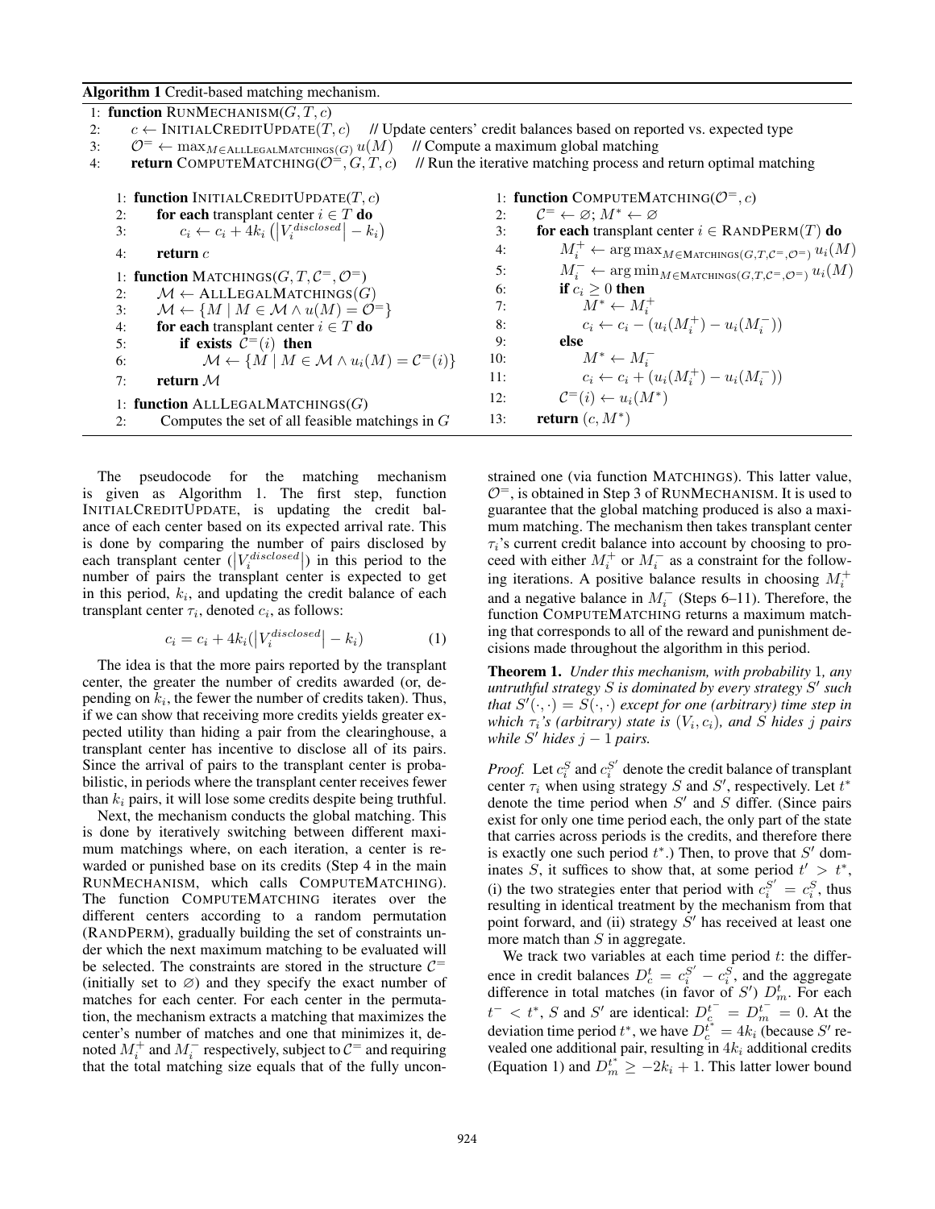**Algorithm 1** Credit-based matching mechanism.

```
1: function RUNMECHANISM(G, T, c)
2:     c ← INITIALCREDITUPDATE(T, c)    // Update centers' credit balances based on reported vs. expected type
3:     O= ← max_{M∈ALLLEGALMATCHINGS(G)} u(M)    // Compute a maximum global matching
4:     return COMPUTEMATCHING(O=, G, T, c)    // Run the iterative matching process and return optimal matching

1: function INITIALCREDITUPDATE(T, c)
2:     for each transplant center i ∈ T do
3:         c_i ← c_i + 4k_i(|V_i^disclosed| − k_i)
4:     return c

1: function MATCHINGS(G, T, C=, O=)
2:     M ← ALLLEGALMATCHINGS(G)
3:     M ← {M | M ∈ M ∧ u(M) = O=}
4:     for each transplant center i ∈ T do
5:         if exists C=(i) then
6:             M ← {M | M ∈ M ∧ u_i(M) = C=(i)}
7:     return M

1: function ALLLEGALMATCHINGS(G)
2:     Computes the set of all feasible matchings in G

1: function COMPUTEMATCHING(O=, c)
2:     C= ← ∅; M* ← ∅
3:     for each transplant center i ∈ RANDPERM(T) do
4:         M_i^+ ← arg max_{M∈MATCHINGS(G,T,C=,O=)} u_i(M)
5:         M_i^- ← arg min_{M∈MATCHINGS(G,T,C=,O=)} u_i(M)
6:         if c_i ≥ 0 then
7:             M* ← M_i^+
8:             c_i ← c_i − (u_i(M_i^+) − u_i(M_i^-))
9:         else
10:            M* ← M_i^-
11:            c_i ← c_i + (u_i(M_i^+) − u_i(M_i^-))
12:        C=(i) ← u_i(M*)
13:    return (c, M*)
```

The pseudocode for the matching mechanism is given as Algorithm 1. The first step, function INITIALCREDITUPDATE, is updating the credit balance of each center based on its expected arrival rate. This is done by comparing the number of pairs disclosed by each transplant center ($|V_i^{disclosed}|$) in this period to the number of pairs the transplant center is expected to get in this period, $k_i$, and updating the credit balance of each transplant center $\tau_i$, denoted $c_i$, as follows:

$$c_i = c_i + 4k_i(|V_i^{disclosed}| - k_i) \tag{1}$$

The idea is that the more pairs reported by the transplant center, the greater the number of credits awarded (or, depending on $k_i$, the fewer the number of credits taken). Thus, if we can show that receiving more credits yields greater expected utility than hiding a pair from the clearinghouse, a transplant center has incentive to disclose all of its pairs. Since the arrival of pairs to the transplant center is probabilistic, in periods where the transplant center receives fewer than $k_i$ pairs, it will lose some credits despite being truthful.

Next, the mechanism conducts the global matching. This is done by iteratively switching between different maximum matchings where, on each iteration, a center is rewarded or punished base on its credits (Step 4 in the main RUNMECHANISM, which calls COMPUTEMATCHING). The function COMPUTEMATCHING iterates over the different centers according to a random permutation (RANDPERM), gradually building the set of constraints under which the next maximum matching to be evaluated will be selected. The constraints are stored in the structure $\mathcal{C}^=$ (initially set to $\varnothing$) and they specify the exact number of matches for each center. For each center in the permutation, the mechanism extracts a matching that maximizes the center's number of matches and one that minimizes it, denoted $M_i^+$ and $M_i^-$ respectively, subject to $\mathcal{C}^=$ and requiring that the total matching size equals that of the fully unconstrained one (via function MATCHINGS). This latter value, $\mathcal{O}^=$, is obtained in Step 3 of RUNMECHANISM. It is used to guarantee that the global matching produced is also a maximum matching. The mechanism then takes transplant center $\tau_i$'s current credit balance into account by choosing to proceed with either $M_i^+$ or $M_i^-$ as a constraint for the following iterations. A positive balance results in choosing $M_i^+$ and a negative balance in $M_i^-$ (Steps 6–11). Therefore, the function COMPUTEMATCHING returns a maximum matching that corresponds to all of the reward and punishment decisions made throughout the algorithm in this period.

**Theorem 1.** *Under this mechanism, with probability* 1*, any untruthful strategy $S$ is dominated by every strategy $S'$ such that $S'(\cdot,\cdot) = S(\cdot,\cdot)$ except for one (arbitrary) time step in which $\tau_i$'s (arbitrary) state is $(V_i, c_i)$, and $S$ hides $j$ pairs while $S'$ hides $j-1$ pairs.*

*Proof.* Let $c_i^S$ and $c_i^{S'}$ denote the credit balance of transplant center $\tau_i$ when using strategy $S$ and $S'$, respectively. Let $t^*$ denote the time period when $S'$ and $S$ differ. (Since pairs exist for only one time period each, the only part of the state that carries across periods is the credits, and therefore there is exactly one such period $t^*$.) Then, to prove that $S'$ dominates $S$, it suffices to show that, at some period $t' > t^*$, (i) the two strategies enter that period with $c_i^{S'} = c_i^S$, thus resulting in identical treatment by the mechanism from that point forward, and (ii) strategy $S'$ has received at least one more match than $S$ in aggregate.

We track two variables at each time period $t$: the difference in credit balances $D_c^t = c_i^{S'} - c_i^S$, and the aggregate difference in total matches (in favor of $S'$) $D_m^t$. For each $t^- < t^*$, $S$ and $S'$ are identical: $D_c^{t^-} = D_m^{t^-} = 0$. At the deviation time period $t^*$, we have $D_c^{t^*} = 4k_i$ (because $S'$ revealed one additional pair, resulting in $4k_i$ additional credits (Equation 1) and $D_m^{t^*} \geq -2k_i + 1$. This latter lower bound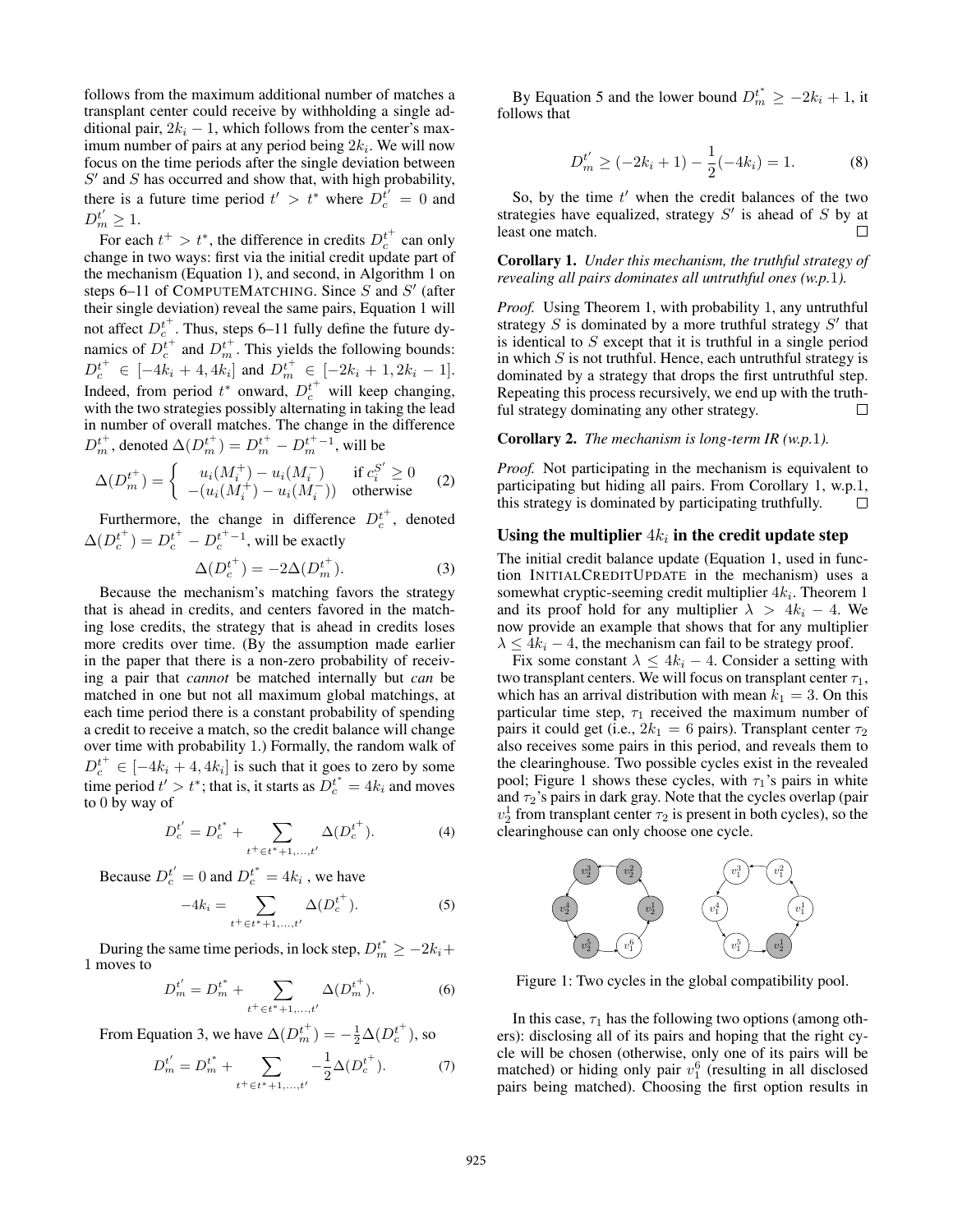follows from the maximum additional number of matches a transplant center could receive by withholding a single additional pair, $2k_i - 1$, which follows from the center's maximum number of pairs at any period being $2k_i$. We will now focus on the time periods after the single deviation between $S'$ and $S$ has occurred and show that, with high probability, there is a future time period $t' > t^*$ where $D_c^{t'} = 0$ and $D_m^{t'} \geq 1$.

For each $t^+ > t^*$, the difference in credits $D_c^{t^+}$ can only change in two ways: first via the initial credit update part of the mechanism (Equation 1), and second, in Algorithm 1 on steps 6–11 of COMPUTEMATCHING. Since $S$ and $S'$ (after their single deviation) reveal the same pairs, Equation 1 will not affect $D_c^{t^+}$. Thus, steps 6–11 fully define the future dynamics of $D_c^{t^+}$ and $D_m^{t^+}$. This yields the following bounds: $D_c^{t^+} \in [-4k_i + 4, 4k_i]$ and $D_m^{t^+} \in [-2k_i + 1, 2k_i - 1]$. Indeed, from period $t^*$ onward, $D_c^{t^+}$ will keep changing, with the two strategies possibly alternating in taking the lead in number of overall matches. The change in the difference $D_m^{t^+}$, denoted $\Delta(D_m^{t^+}) = D_m^{t^+} - D_m^{t^+-1}$, will be

$$\Delta(D_m^{t^+}) = \begin{cases} u_i(M_i^+) - u_i(M_i^-) & \text{if } c_i^{S'} \geq 0 \\ -(u_i(M_i^+) - u_i(M_i^-)) & \text{otherwise} \end{cases} \quad (2)$$

Furthermore, the change in difference $D_c^{t^+}$, denoted $\Delta(D_c^{t^+}) = D_c^{t^+} - D_c^{t^+-1}$, will be exactly

$$\Delta(D_c^{t^+}) = -2\Delta(D_m^{t^+}). \quad (3)$$

Because the mechanism's matching favors the strategy that is ahead in credits, and centers favored in the matching lose credits, the strategy that is ahead in credits loses more credits over time. (By the assumption made earlier in the paper that there is a non-zero probability of receiving a pair that *cannot* be matched internally but *can* be matched in one but not all maximum global matchings, at each time period there is a constant probability of spending a credit to receive a match, so the credit balance will change over time with probability 1.) Formally, the random walk of $D_c^{t^+} \in [-4k_i + 4, 4k_i]$ is such that it goes to zero by some time period $t' > t^*$; that is, it starts as $D_c^{t^*} = 4k_i$ and moves to 0 by way of

$$D_c^{t'} = D_c^{t^*} + \sum_{t^+ \in t^*+1,\ldots,t'} \Delta(D_c^{t^+}). \quad (4)$$

Because $D_c^{t'} = 0$ and $D_c^{t^*} = 4k_i$ , we have

$$-4k_i = \sum_{t^+ \in t^*+1,\ldots,t'} \Delta(D_c^{t^+}). \quad (5)$$

During the same time periods, in lock step, $D_m^{t^*} \geq -2k_i + 1$ moves to

$$D_m^{t'} = D_m^{t^*} + \sum_{t^+ \in t^*+1,\ldots,t'} \Delta(D_m^{t^+}). \quad (6)$$

From Equation 3, we have $\Delta(D_m^{t^+}) = -\frac{1}{2}\Delta(D_c^{t^+})$, so

$$D_m^{t'} = D_m^{t^*} + \sum_{t^+ \in t^*+1,\ldots,t'} -\frac{1}{2}\Delta(D_c^{t^+}). \quad (7)$$

By Equation 5 and the lower bound $D_m^{t^*} \geq -2k_i + 1$, it follows that

$$D_m^{t'} \geq (-2k_i + 1) - \frac{1}{2}(-4k_i) = 1. \quad (8)$$

So, by the time $t'$ when the credit balances of the two strategies have equalized, strategy $S'$ is ahead of $S$ by at least one match. □

**Corollary 1.** *Under this mechanism, the truthful strategy of revealing all pairs dominates all untruthful ones (w.p.1).*

*Proof.* Using Theorem 1, with probability 1, any untruthful strategy $S$ is dominated by a more truthful strategy $S'$ that is identical to $S$ except that it is truthful in a single period in which $S$ is not truthful. Hence, each untruthful strategy is dominated by a strategy that drops the first untruthful step. Repeating this process recursively, we end up with the truthful strategy dominating any other strategy. □

**Corollary 2.** *The mechanism is long-term IR (w.p.1).*

*Proof.* Not participating in the mechanism is equivalent to participating but hiding all pairs. From Corollary 1, w.p.1, this strategy is dominated by participating truthfully. □

## Using the multiplier $4k_i$ in the credit update step

The initial credit balance update (Equation 1, used in function INITIALCREDITUPDATE in the mechanism) uses a somewhat cryptic-seeming credit multiplier $4k_i$. Theorem 1 and its proof hold for any multiplier $\lambda > 4k_i - 4$. We now provide an example that shows that for any multiplier $\lambda \leq 4k_i - 4$, the mechanism can fail to be strategy proof.

Fix some constant $\lambda \leq 4k_i - 4$. Consider a setting with two transplant centers. We will focus on transplant center $\tau_1$, which has an arrival distribution with mean $k_1 = 3$. On this particular time step, $\tau_1$ received the maximum number of pairs it could get (i.e., $2k_1 = 6$ pairs). Transplant center $\tau_2$ also receives some pairs in this period, and reveals them to the clearinghouse. Two possible cycles exist in the revealed pool; Figure 1 shows these cycles, with $\tau_1$'s pairs in white and $\tau_2$'s pairs in dark gray. Note that the cycles overlap (pair $v_2^1$ from transplant center $\tau_2$ is present in both cycles), so the clearinghouse can only choose one cycle.

Figure 1: Two cycles in the global compatibility pool.

In this case, $\tau_1$ has the following two options (among others): disclosing all of its pairs and hoping that the right cycle will be chosen (otherwise, only one of its pairs will be matched) or hiding only pair $v_1^6$ (resulting in all disclosed pairs being matched). Choosing the first option results in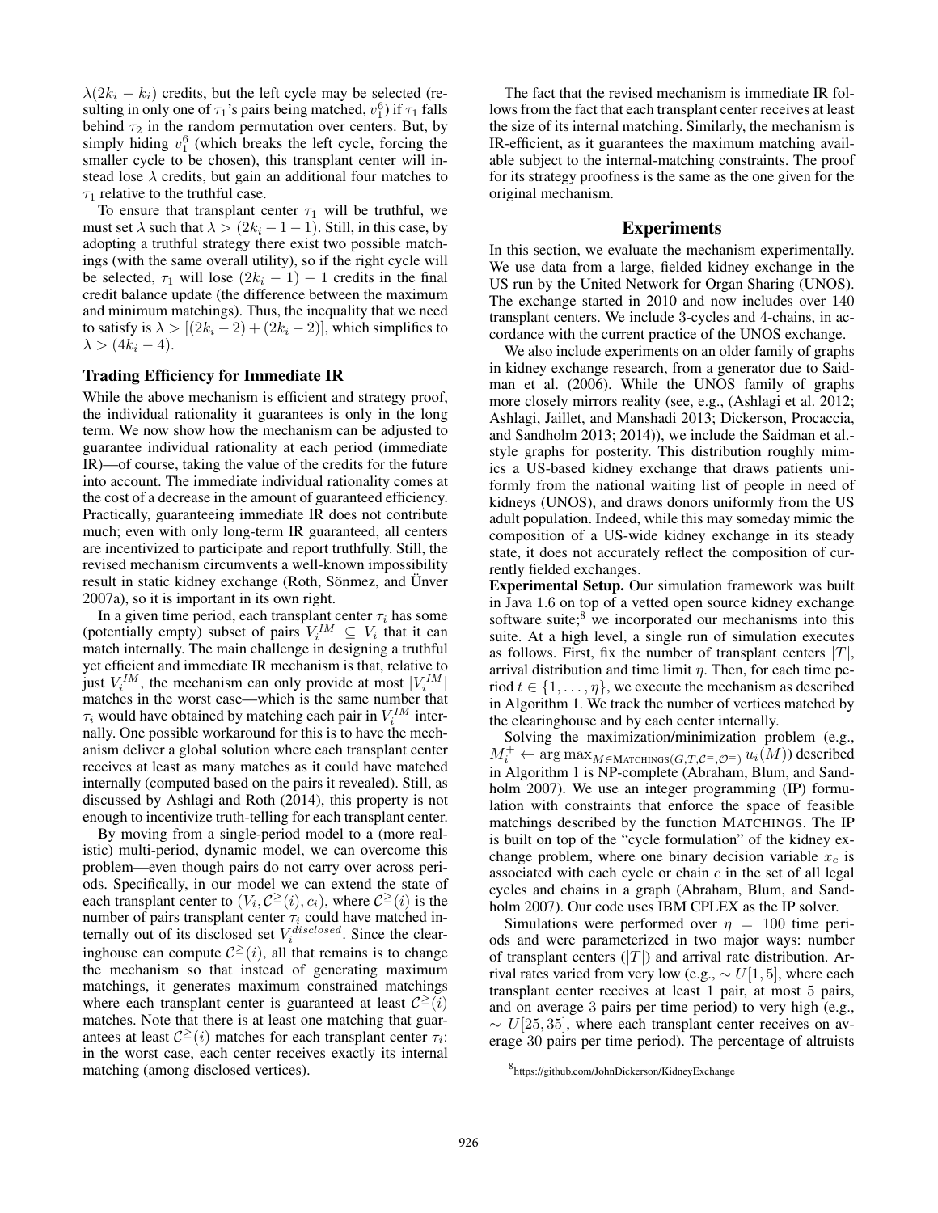$\lambda(2k_i - k_i)$ credits, but the left cycle may be selected (resulting in only one of $\tau_1$'s pairs being matched, $v_1^6$) if $\tau_1$ falls behind $\tau_2$ in the random permutation over centers. But, by simply hiding $v_1^6$ (which breaks the left cycle, forcing the smaller cycle to be chosen), this transplant center will instead lose $\lambda$ credits, but gain an additional four matches to $\tau_1$ relative to the truthful case.

To ensure that transplant center $\tau_1$ will be truthful, we must set $\lambda$ such that $\lambda > (2k_i - 1 - 1)$. Still, in this case, by adopting a truthful strategy there exist two possible matchings (with the same overall utility), so if the right cycle will be selected, $\tau_1$ will lose $(2k_i - 1) - 1$ credits in the final credit balance update (the difference between the maximum and minimum matchings). Thus, the inequality that we need to satisfy is $\lambda > [(2k_i - 2) + (2k_i - 2)]$, which simplifies to $\lambda > (4k_i - 4)$.

### Trading Efficiency for Immediate IR

While the above mechanism is efficient and strategy proof, the individual rationality it guarantees is only in the long term. We now show how the mechanism can be adjusted to guarantee individual rationality at each period (immediate IR)—of course, taking the value of the credits for the future into account. The immediate individual rationality comes at the cost of a decrease in the amount of guaranteed efficiency. Practically, guaranteeing immediate IR does not contribute much; even with only long-term IR guaranteed, all centers are incentivized to participate and report truthfully. Still, the revised mechanism circumvents a well-known impossibility result in static kidney exchange (Roth, Sönmez, and Ünver 2007a), so it is important in its own right.

In a given time period, each transplant center $\tau_i$ has some (potentially empty) subset of pairs $V_i^{IM} \subseteq V_i$ that it can match internally. The main challenge in designing a truthful yet efficient and immediate IR mechanism is that, relative to just $V_i^{IM}$, the mechanism can only provide at most $|V_i^{IM}|$ matches in the worst case—which is the same number that $\tau_i$ would have obtained by matching each pair in $V_i^{IM}$ internally. One possible workaround for this is to have the mechanism deliver a global solution where each transplant center receives at least as many matches as it could have matched internally (computed based on the pairs it revealed). Still, as discussed by Ashlagi and Roth (2014), this property is not enough to incentivize truth-telling for each transplant center.

By moving from a single-period model to a (more realistic) multi-period, dynamic model, we can overcome this problem—even though pairs do not carry over across periods. Specifically, in our model we can extend the state of each transplant center to $(V_i, \mathcal{C}^{\geq}(i), c_i)$, where $\mathcal{C}^{\geq}(i)$ is the number of pairs transplant center $\tau_i$ could have matched internally out of its disclosed set $V_i^{disclosed}$. Since the clearinghouse can compute $\mathcal{C}^{\geq}(i)$, all that remains is to change the mechanism so that instead of generating maximum matchings, it generates maximum constrained matchings where each transplant center is guaranteed at least $\mathcal{C}^{\geq}(i)$ matches. Note that there is at least one matching that guarantees at least $\mathcal{C}^{\geq}(i)$ matches for each transplant center $\tau_i$: in the worst case, each center receives exactly its internal matching (among disclosed vertices).

The fact that the revised mechanism is immediate IR follows from the fact that each transplant center receives at least the size of its internal matching. Similarly, the mechanism is IR-efficient, as it guarantees the maximum matching available subject to the internal-matching constraints. The proof for its strategy proofness is the same as the one given for the original mechanism.

## Experiments

In this section, we evaluate the mechanism experimentally. We use data from a large, fielded kidney exchange in the US run by the United Network for Organ Sharing (UNOS). The exchange started in 2010 and now includes over 140 transplant centers. We include 3-cycles and 4-chains, in accordance with the current practice of the UNOS exchange.

We also include experiments on an older family of graphs in kidney exchange research, from a generator due to Saidman et al. (2006). While the UNOS family of graphs more closely mirrors reality (see, e.g., (Ashlagi et al. 2012; Ashlagi, Jaillet, and Manshadi 2013; Dickerson, Procaccia, and Sandholm 2013; 2014)), we include the Saidman et al.-style graphs for posterity. This distribution roughly mimics a US-based kidney exchange that draws patients uniformly from the national waiting list of people in need of kidneys (UNOS), and draws donors uniformly from the US adult population. Indeed, while this may someday mimic the composition of a US-wide kidney exchange in its steady state, it does not accurately reflect the composition of currently fielded exchanges.

**Experimental Setup.** Our simulation framework was built in Java 1.6 on top of a vetted open source kidney exchange software suite;[8] we incorporated our mechanisms into this suite. At a high level, a single run of simulation executes as follows. First, fix the number of transplant centers $|T|$, arrival distribution and time limit $\eta$. Then, for each time period $t \in \{1, \ldots, \eta\}$, we execute the mechanism as described in Algorithm 1. We track the number of vertices matched by the clearinghouse and by each center internally.

Solving the maximization/minimization problem (e.g., $M_i^+ \leftarrow \arg\max_{M \in \text{MATCHINGS}(G,T,\mathcal{C}^=,\mathcal{O}^=)} u_i(M)$) described in Algorithm 1 is NP-complete (Abraham, Blum, and Sandholm 2007). We use an integer programming (IP) formulation with constraints that enforce the space of feasible matchings described by the function MATCHINGS. The IP is built on top of the "cycle formulation" of the kidney exchange problem, where one binary decision variable $x_c$ is associated with each cycle or chain $c$ in the set of all legal cycles and chains in a graph (Abraham, Blum, and Sandholm 2007). Our code uses IBM CPLEX as the IP solver.

Simulations were performed over $\eta = 100$ time periods and were parameterized in two major ways: number of transplant centers ($|T|$) and arrival rate distribution. Arrival rates varied from very low (e.g., $\sim U[1, 5]$, where each transplant center receives at least 1 pair, at most 5 pairs, and on average 3 pairs per time period) to very high (e.g., $\sim U[25, 35]$, where each transplant center receives on average 30 pairs per time period). The percentage of altruists

[8] https://github.com/JohnDickerson/KidneyExchange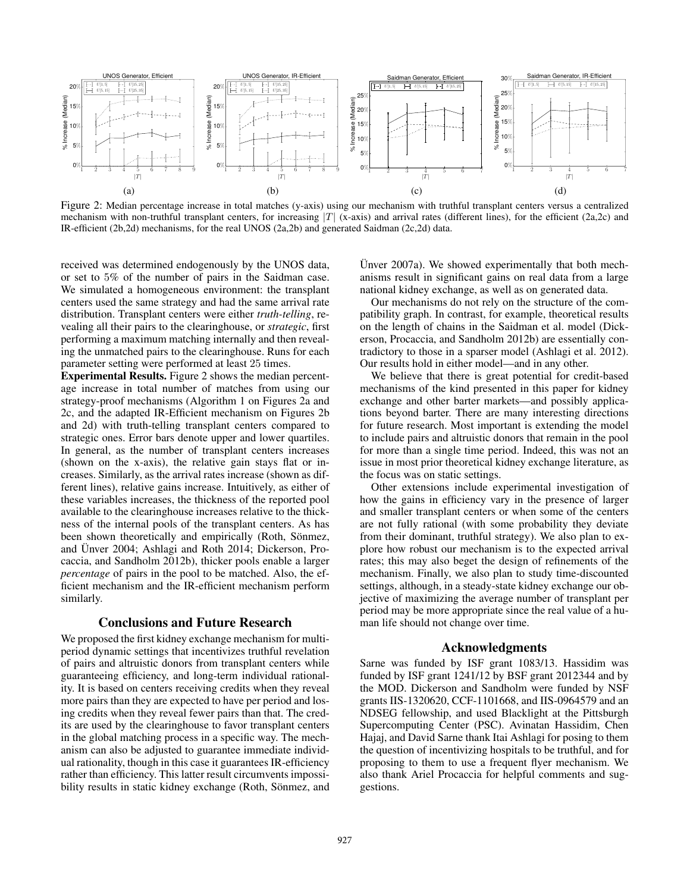Figure 2: Median percentage increase in total matches (y-axis) using our mechanism with truthful transplant centers versus a centralized mechanism with non-truthful transplant centers, for increasing $|T|$ (x-axis) and arrival rates (different lines), for the efficient (2a,2c) and IR-efficient (2b,2d) mechanisms, for the real UNOS (2a,2b) and generated Saidman (2c,2d) data.

received was determined endogenously by the UNOS data, or set to 5% of the number of pairs in the Saidman case. We simulated a homogeneous environment: the transplant centers used the same strategy and had the same arrival rate distribution. Transplant centers were either *truth-telling*, revealing all their pairs to the clearinghouse, or *strategic*, first performing a maximum matching internally and then revealing the unmatched pairs to the clearinghouse. Runs for each parameter setting were performed at least 25 times.

**Experimental Results.** Figure 2 shows the median percentage increase in total number of matches from using our strategy-proof mechanisms (Algorithm 1 on Figures 2a and 2c, and the adapted IR-Efficient mechanism on Figures 2b and 2d) with truth-telling transplant centers compared to strategic ones. Error bars denote upper and lower quartiles. In general, as the number of transplant centers increases (shown on the x-axis), the relative gain stays flat or increases. Similarly, as the arrival rates increase (shown as different lines), relative gains increase. Intuitively, as either of these variables increases, the thickness of the reported pool available to the clearinghouse increases relative to the thickness of the internal pools of the transplant centers. As has been shown theoretically and empirically (Roth, Sönmez, and Ünver 2004; Ashlagi and Roth 2014; Dickerson, Procaccia, and Sandholm 2012b), thicker pools enable a larger *percentage* of pairs in the pool to be matched. Also, the efficient mechanism and the IR-efficient mechanism perform similarly.

## Conclusions and Future Research

We proposed the first kidney exchange mechanism for multiperiod dynamic settings that incentivizes truthful revelation of pairs and altruistic donors from transplant centers while guaranteeing efficiency, and long-term individual rationality. It is based on centers receiving credits when they reveal more pairs than they are expected to have per period and losing credits when they reveal fewer pairs than that. The credits are used by the clearinghouse to favor transplant centers in the global matching process in a specific way. The mechanism can also be adjusted to guarantee immediate individual rationality, though in this case it guarantees IR-efficiency rather than efficiency. This latter result circumvents impossibility results in static kidney exchange (Roth, Sönmez, and Ünver 2007a). We showed experimentally that both mechanisms result in significant gains on real data from a large national kidney exchange, as well as on generated data.

Our mechanisms do not rely on the structure of the compatibility graph. In contrast, for example, theoretical results on the length of chains in the Saidman et al. model (Dickerson, Procaccia, and Sandholm 2012b) are essentially contradictory to those in a sparser model (Ashlagi et al. 2012). Our results hold in either model—and in any other.

We believe that there is great potential for credit-based mechanisms of the kind presented in this paper for kidney exchange and other barter markets—and possibly applications beyond barter. There are many interesting directions for future research. Most important is extending the model to include pairs and altruistic donors that remain in the pool for more than a single time period. Indeed, this was not an issue in most prior theoretical kidney exchange literature, as the focus was on static settings.

Other extensions include experimental investigation of how the gains in efficiency vary in the presence of larger and smaller transplant centers or when some of the centers are not fully rational (with some probability they deviate from their dominant, truthful strategy). We also plan to explore how robust our mechanism is to the expected arrival rates; this may also beget the design of refinements of the mechanism. Finally, we also plan to study time-discounted settings, although, in a steady-state kidney exchange our objective of maximizing the average number of transplant per period may be more appropriate since the real value of a human life should not change over time.

## Acknowledgments

Sarne was funded by ISF grant 1083/13. Hassidim was funded by ISF grant 1241/12 by BSF grant 2012344 and by the MOD. Dickerson and Sandholm were funded by NSF grants IIS-1320620, CCF-1101668, and IIS-0964579 and an NDSEG fellowship, and used Blacklight at the Pittsburgh Supercomputing Center (PSC). Avinatan Hassidim, Chen Hajaj, and David Sarne thank Itai Ashlagi for posing to them the question of incentivizing hospitals to be truthful, and for proposing to them to use a frequent flyer mechanism. We also thank Ariel Procaccia for helpful comments and suggestions.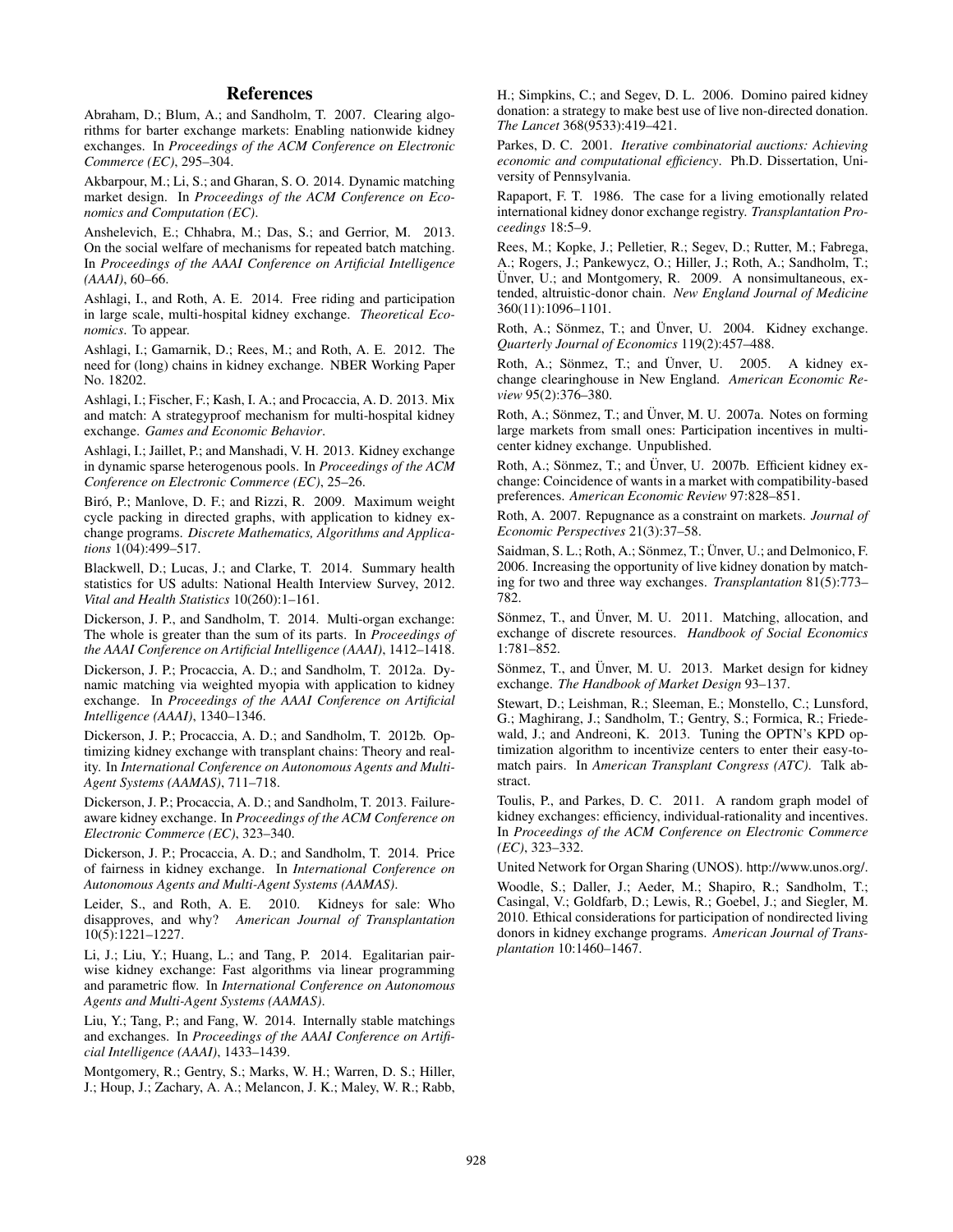## References

Abraham, D.; Blum, A.; and Sandholm, T. 2007. Clearing algorithms for barter exchange markets: Enabling nationwide kidney exchanges. In *Proceedings of the ACM Conference on Electronic Commerce (EC)*, 295–304.

Akbarpour, M.; Li, S.; and Gharan, S. O. 2014. Dynamic matching market design. In *Proceedings of the ACM Conference on Economics and Computation (EC)*.

Anshelevich, E.; Chhabra, M.; Das, S.; and Gerrior, M. 2013. On the social welfare of mechanisms for repeated batch matching. In *Proceedings of the AAAI Conference on Artificial Intelligence (AAAI)*, 60–66.

Ashlagi, I., and Roth, A. E. 2014. Free riding and participation in large scale, multi-hospital kidney exchange. *Theoretical Economics*. To appear.

Ashlagi, I.; Gamarnik, D.; Rees, M.; and Roth, A. E. 2012. The need for (long) chains in kidney exchange. NBER Working Paper No. 18202.

Ashlagi, I.; Fischer, F.; Kash, I. A.; and Procaccia, A. D. 2013. Mix and match: A strategyproof mechanism for multi-hospital kidney exchange. *Games and Economic Behavior*.

Ashlagi, I.; Jaillet, P.; and Manshadi, V. H. 2013. Kidney exchange in dynamic sparse heterogenous pools. In *Proceedings of the ACM Conference on Electronic Commerce (EC)*, 25–26.

Biró, P.; Manlove, D. F.; and Rizzi, R. 2009. Maximum weight cycle packing in directed graphs, with application to kidney exchange programs. *Discrete Mathematics, Algorithms and Applications* 1(04):499–517.

Blackwell, D.; Lucas, J.; and Clarke, T. 2014. Summary health statistics for US adults: National Health Interview Survey, 2012. *Vital and Health Statistics* 10(260):1–161.

Dickerson, J. P., and Sandholm, T. 2014. Multi-organ exchange: The whole is greater than the sum of its parts. In *Proceedings of the AAAI Conference on Artificial Intelligence (AAAI)*, 1412–1418.

Dickerson, J. P.; Procaccia, A. D.; and Sandholm, T. 2012a. Dynamic matching via weighted myopia with application to kidney exchange. In *Proceedings of the AAAI Conference on Artificial Intelligence (AAAI)*, 1340–1346.

Dickerson, J. P.; Procaccia, A. D.; and Sandholm, T. 2012b. Optimizing kidney exchange with transplant chains: Theory and reality. In *International Conference on Autonomous Agents and Multi-Agent Systems (AAMAS)*, 711–718.

Dickerson, J. P.; Procaccia, A. D.; and Sandholm, T. 2013. Failure-aware kidney exchange. In *Proceedings of the ACM Conference on Electronic Commerce (EC)*, 323–340.

Dickerson, J. P.; Procaccia, A. D.; and Sandholm, T. 2014. Price of fairness in kidney exchange. In *International Conference on Autonomous Agents and Multi-Agent Systems (AAMAS)*.

Leider, S., and Roth, A. E. 2010. Kidneys for sale: Who disapproves, and why? *American Journal of Transplantation* 10(5):1221–1227.

Li, J.; Liu, Y.; Huang, L.; and Tang, P. 2014. Egalitarian pairwise kidney exchange: Fast algorithms via linear programming and parametric flow. In *International Conference on Autonomous Agents and Multi-Agent Systems (AAMAS)*.

Liu, Y.; Tang, P.; and Fang, W. 2014. Internally stable matchings and exchanges. In *Proceedings of the AAAI Conference on Artificial Intelligence (AAAI)*, 1433–1439.

Montgomery, R.; Gentry, S.; Marks, W. H.; Warren, D. S.; Hiller, J.; Houp, J.; Zachary, A. A.; Melancon, J. K.; Maley, W. R.; Rabb, H.; Simpkins, C.; and Segev, D. L. 2006. Domino paired kidney donation: a strategy to make best use of live non-directed donation. *The Lancet* 368(9533):419–421.

Parkes, D. C. 2001. *Iterative combinatorial auctions: Achieving economic and computational efficiency*. Ph.D. Dissertation, University of Pennsylvania.

Rapaport, F. T. 1986. The case for a living emotionally related international kidney donor exchange registry. *Transplantation Proceedings* 18:5–9.

Rees, M.; Kopke, J.; Pelletier, R.; Segev, D.; Rutter, M.; Fabrega, A.; Rogers, J.; Pankewycz, O.; Hiller, J.; Roth, A.; Sandholm, T.; Ünver, U.; and Montgomery, R. 2009. A nonsimultaneous, extended, altruistic-donor chain. *New England Journal of Medicine* 360(11):1096–1101.

Roth, A.; Sönmez, T.; and Ünver, U. 2004. Kidney exchange. *Quarterly Journal of Economics* 119(2):457–488.

Roth, A.; Sönmez, T.; and Ünver, U. 2005. A kidney exchange clearinghouse in New England. *American Economic Review* 95(2):376–380.

Roth, A.; Sönmez, T.; and Ünver, M. U. 2007a. Notes on forming large markets from small ones: Participation incentives in multi-center kidney exchange. Unpublished.

Roth, A.; Sönmez, T.; and Ünver, U. 2007b. Efficient kidney exchange: Coincidence of wants in a market with compatibility-based preferences. *American Economic Review* 97:828–851.

Roth, A. 2007. Repugnance as a constraint on markets. *Journal of Economic Perspectives* 21(3):37–58.

Saidman, S. L.; Roth, A.; Sönmez, T.; Ünver, U.; and Delmonico, F. 2006. Increasing the opportunity of live kidney donation by matching for two and three way exchanges. *Transplantation* 81(5):773–782.

Sönmez, T., and Ünver, M. U. 2011. Matching, allocation, and exchange of discrete resources. *Handbook of Social Economics* 1:781–852.

Sönmez, T., and Ünver, M. U. 2013. Market design for kidney exchange. *The Handbook of Market Design* 93–137.

Stewart, D.; Leishman, R.; Sleeman, E.; Monstello, C.; Lunsford, G.; Maghirang, J.; Sandholm, T.; Gentry, S.; Formica, R.; Friedewald, J.; and Andreoni, K. 2013. Tuning the OPTN's KPD optimization algorithm to incentivize centers to enter their easy-to-match pairs. In *American Transplant Congress (ATC)*. Talk abstract.

Toulis, P., and Parkes, D. C. 2011. A random graph model of kidney exchanges: efficiency, individual-rationality and incentives. In *Proceedings of the ACM Conference on Electronic Commerce (EC)*, 323–332.

United Network for Organ Sharing (UNOS). http://www.unos.org/.

Woodle, S.; Daller, J.; Aeder, M.; Shapiro, R.; Sandholm, T.; Casingal, V.; Goldfarb, D.; Lewis, R.; Goebel, J.; and Siegler, M. 2010. Ethical considerations for participation of nondirected living donors in kidney exchange programs. *American Journal of Transplantation* 10:1460–1467.